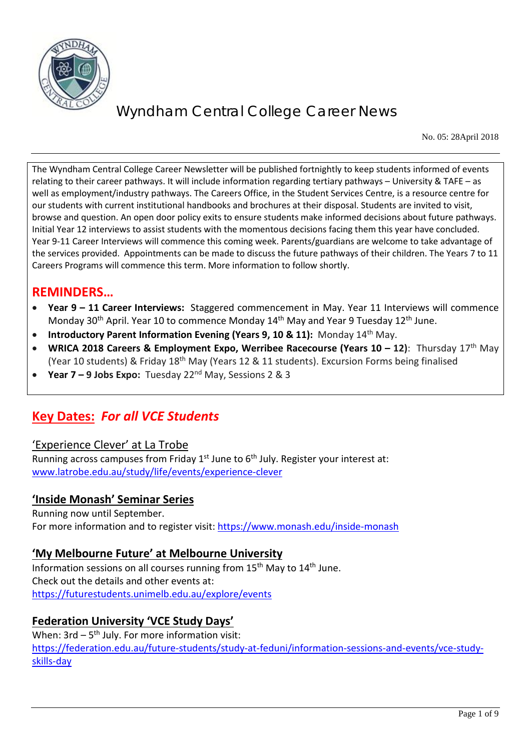# Wyndham Central College Career News

No. 05: 28April 2018

The Wyndham Central College Career Newsletter will be published fortnightly to keep students informed of events relating to their career pathways. It will include information regarding tertiary pathways – University & TAFE – as well as employment/industry pathways. The Careers Office, in the Student Services Centre, is a resource centre for our students with current institutional handbooks and brochures at their disposal. Students are invited to visit, browse and question. An open door policy exits to ensure students make informed decisions about future pathways. Initial Year 12 interviews to assist students with the momentous decisions facing them this year have concluded. Year 9-11 Career Interviews will commence this coming week. Parents/guardians are welcome to take advantage of the services provided. Appointments can be made to discuss the future pathways of their children. The Years 7 to 11 Careers Programs will commence this term. More information to follow shortly.

## REMINDERS…

- **Year 9 – 11 Career Interviews:** Staggered commencement in May. Year 11 Interviews will commence Monday 30th April. Year 10 to commence Monday 14th May and Year 9 Tuesday 12th June.
- **Introductory Parent Information Evening (Years 9, 10 & 11):** Monday 14th May.
- **WRICA 2018 Careers & Employment Expo, Werribee Racecourse (Years 10 – 12)**: Thursday 17th May (Year 10 students) & Friday 18th May (Years 12 & 11 students). Excursion Forms being finalised
- **Year 7 – 9 Jobs Expo:** Tuesday 22nd May, Sessions 2 & 3

## Key Dates: *For all VCE Students*

### 'Experience Clever' at La Trobe

Running across campuses from Friday 1st June to 6th July. Register your interest at: www.latrobe.edu.au/study/life/events/experience-clever

### 'Inside Monash' Seminar Series

Running now until September.
For more information and to register visit: https://www.monash.edu/inside-monash

### 'My Melbourne Future' at Melbourne University

Information sessions on all courses running from 15th May to 14th June.
Check out the details and other events at:
https://futurestudents.unimelb.edu.au/explore/events

### Federation University 'VCE Study Days'

When: 3rd – 5th July. For more information visit:
https://federation.edu.au/future-students/study-at-feduni/information-sessions-and-events/vce-study-skills-day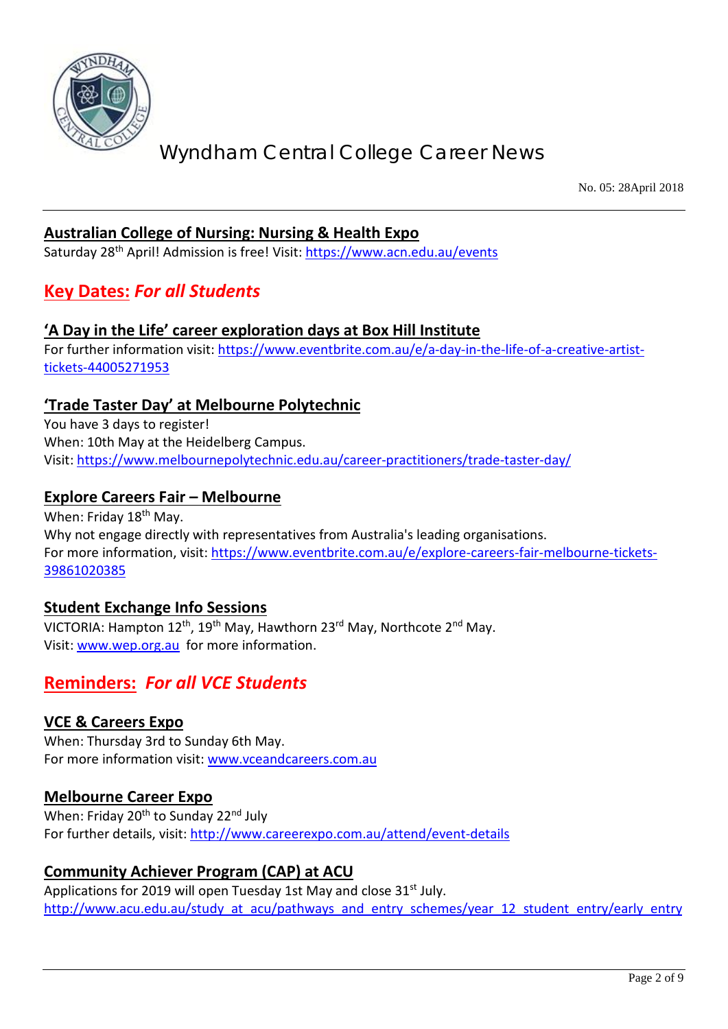# Wyndham Central College Career News

No. 05: 28April 2018

### Australian College of Nursing: Nursing & Health Expo

Saturday 28th April! Admission is free! Visit: https://www.acn.edu.au/events

## Key Dates: *For all Students*

### 'A Day in the Life' career exploration days at Box Hill Institute

For further information visit: https://www.eventbrite.com.au/e/a-day-in-the-life-of-a-creative-artist-tickets-44005271953

### 'Trade Taster Day' at Melbourne Polytechnic

You have 3 days to register!
When: 10th May at the Heidelberg Campus.
Visit: https://www.melbournepolytechnic.edu.au/career-practitioners/trade-taster-day/

### Explore Careers Fair – Melbourne

When: Friday 18th May.
Why not engage directly with representatives from Australia's leading organisations.
For more information, visit: https://www.eventbrite.com.au/e/explore-careers-fair-melbourne-tickets-39861020385

### Student Exchange Info Sessions

VICTORIA: Hampton 12th, 19th May, Hawthorn 23rd May, Northcote 2nd May.
Visit: www.wep.org.au for more information.

## Reminders: *For all VCE Students*

### VCE & Careers Expo

When: Thursday 3rd to Sunday 6th May.
For more information visit: www.vceandcareers.com.au

### Melbourne Career Expo

When: Friday 20th to Sunday 22nd July
For further details, visit: http://www.careerexpo.com.au/attend/event-details

### Community Achiever Program (CAP) at ACU

Applications for 2019 will open Tuesday 1st May and close 31st July.
http://www.acu.edu.au/study_at_acu/pathways_and_entry_schemes/year_12_student_entry/early_entry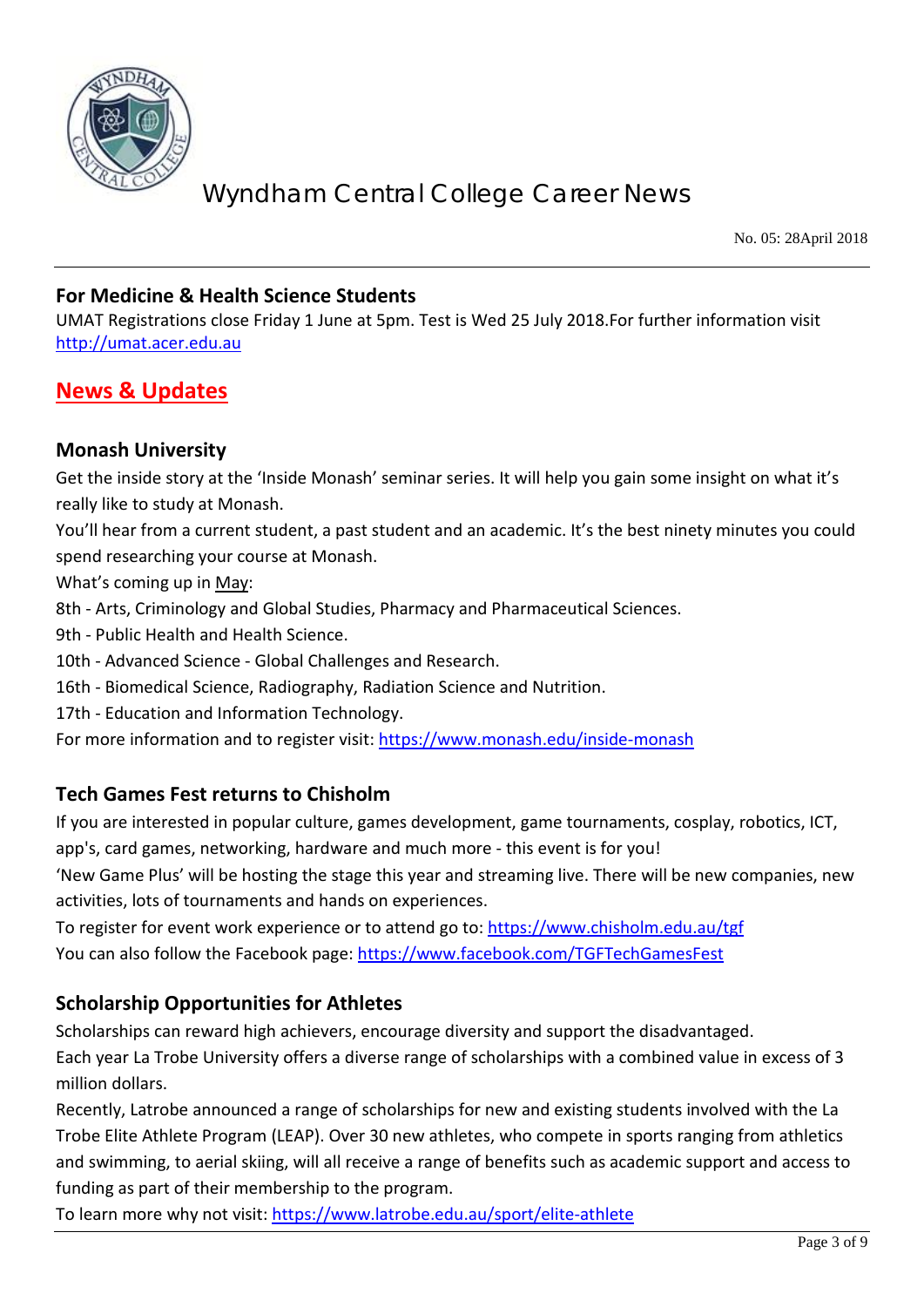## For Medicine & Health Science Students

UMAT Registrations close Friday 1 June at 5pm. Test is Wed 25 July 2018.For further information visit http://umat.acer.edu.au

# News & Updates

## Monash University

Get the inside story at the 'Inside Monash' seminar series. It will help you gain some insight on what it's really like to study at Monash.

You'll hear from a current student, a past student and an academic. It's the best ninety minutes you could spend researching your course at Monash.

What's coming up in May:

8th - Arts, Criminology and Global Studies, Pharmacy and Pharmaceutical Sciences.

9th - Public Health and Health Science.

10th - Advanced Science - Global Challenges and Research.

16th - Biomedical Science, Radiography, Radiation Science and Nutrition.

17th - Education and Information Technology.

For more information and to register visit: https://www.monash.edu/inside-monash

## Tech Games Fest returns to Chisholm

If you are interested in popular culture, games development, game tournaments, cosplay, robotics, ICT, app's, card games, networking, hardware and much more - this event is for you!

'New Game Plus' will be hosting the stage this year and streaming live. There will be new companies, new activities, lots of tournaments and hands on experiences.

To register for event work experience or to attend go to: https://www.chisholm.edu.au/tgf

You can also follow the Facebook page: https://www.facebook.com/TGFTechGamesFest

## Scholarship Opportunities for Athletes

Scholarships can reward high achievers, encourage diversity and support the disadvantaged.

Each year La Trobe University offers a diverse range of scholarships with a combined value in excess of 3 million dollars.

Recently, Latrobe announced a range of scholarships for new and existing students involved with the La Trobe Elite Athlete Program (LEAP). Over 30 new athletes, who compete in sports ranging from athletics and swimming, to aerial skiing, will all receive a range of benefits such as academic support and access to funding as part of their membership to the program.

To learn more why not visit: https://www.latrobe.edu.au/sport/elite-athlete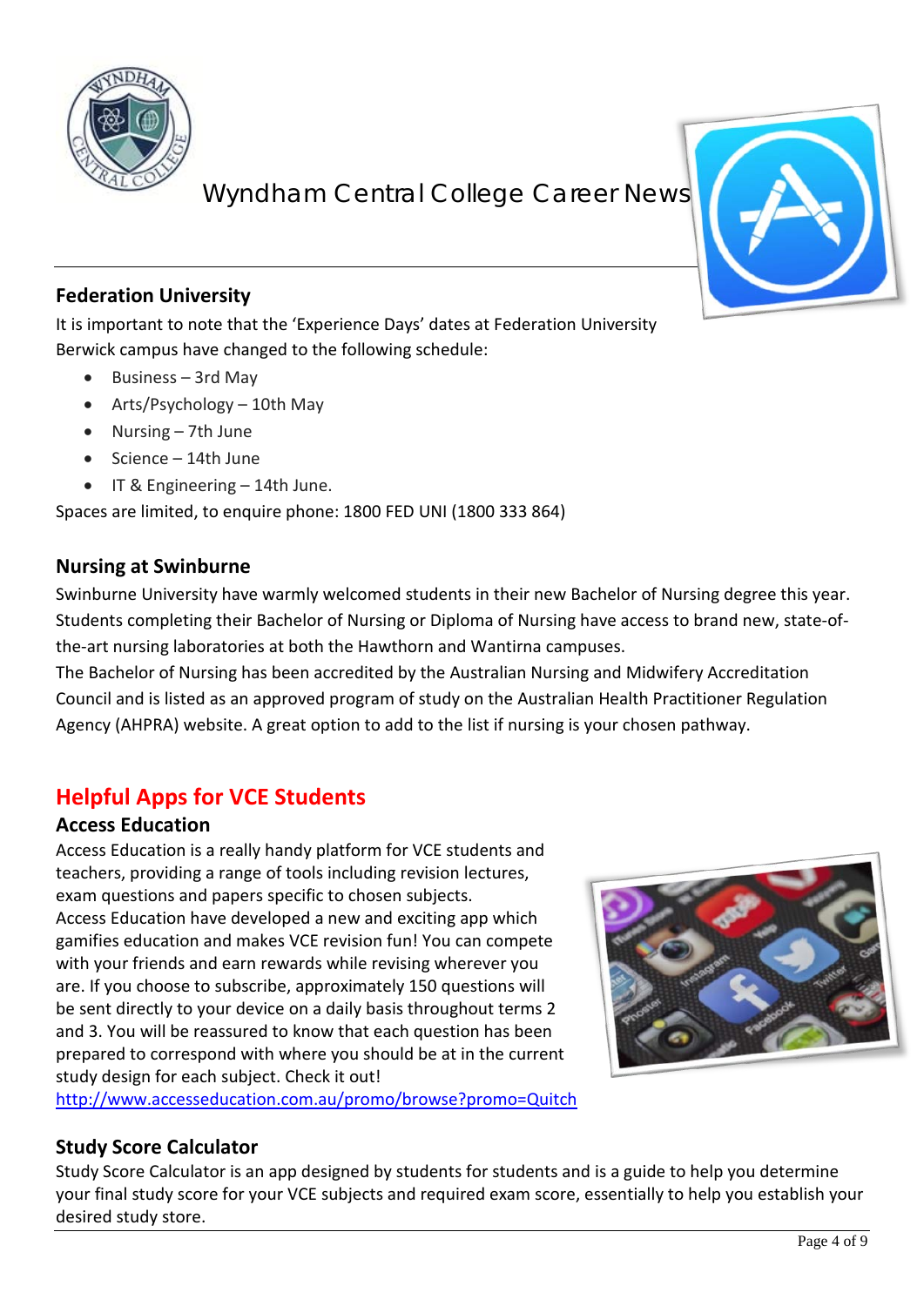# Wyndham Central College Career News

## Federation University

It is important to note that the 'Experience Days' dates at Federation University Berwick campus have changed to the following schedule:

- Business – 3rd May
- Arts/Psychology – 10th May
- Nursing – 7th June
- Science – 14th June
- IT & Engineering – 14th June.

Spaces are limited, to enquire phone: 1800 FED UNI (1800 333 864)

## Nursing at Swinburne

Swinburne University have warmly welcomed students in their new Bachelor of Nursing degree this year. Students completing their Bachelor of Nursing or Diploma of Nursing have access to brand new, state-of-the-art nursing laboratories at both the Hawthorn and Wantirna campuses.

The Bachelor of Nursing has been accredited by the Australian Nursing and Midwifery Accreditation Council and is listed as an approved program of study on the Australian Health Practitioner Regulation Agency (AHPRA) website. A great option to add to the list if nursing is your chosen pathway.

## Helpful Apps for VCE Students

### Access Education

Access Education is a really handy platform for VCE students and teachers, providing a range of tools including revision lectures, exam questions and papers specific to chosen subjects.

Access Education have developed a new and exciting app which gamifies education and makes VCE revision fun! You can compete with your friends and earn rewards while revising wherever you are. If you choose to subscribe, approximately 150 questions will be sent directly to your device on a daily basis throughout terms 2 and 3. You will be reassured to know that each question has been prepared to correspond with where you should be at in the current study design for each subject. Check it out!

http://www.accesseducation.com.au/promo/browse?promo=Quitch

### Study Score Calculator

Study Score Calculator is an app designed by students for students and is a guide to help you determine your final study score for your VCE subjects and required exam score, essentially to help you establish your desired study store.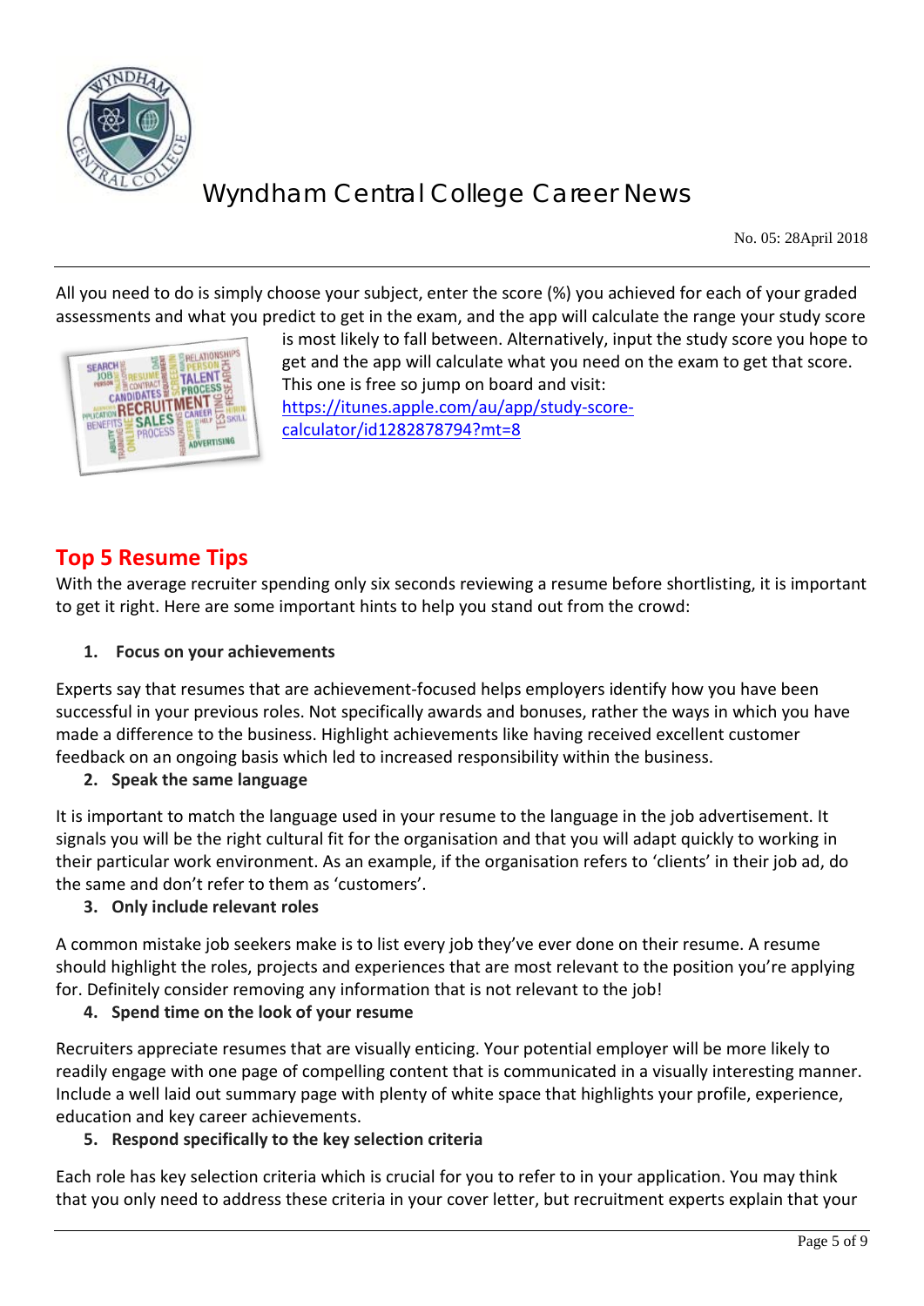All you need to do is simply choose your subject, enter the score (%) you achieved for each of your graded assessments and what you predict to get in the exam, and the app will calculate the range your study score is most likely to fall between. Alternatively, input the study score you hope to get and the app will calculate what you need on the exam to get that score. This one is free so jump on board and visit: https://itunes.apple.com/au/app/study-score-calculator/id1282878794?mt=8

## Top 5 Resume Tips

With the average recruiter spending only six seconds reviewing a resume before shortlisting, it is important to get it right. Here are some important hints to help you stand out from the crowd:

1. **Focus on your achievements**

Experts say that resumes that are achievement-focused helps employers identify how you have been successful in your previous roles. Not specifically awards and bonuses, rather the ways in which you have made a difference to the business. Highlight achievements like having received excellent customer feedback on an ongoing basis which led to increased responsibility within the business.

2. **Speak the same language**

It is important to match the language used in your resume to the language in the job advertisement. It signals you will be the right cultural fit for the organisation and that you will adapt quickly to working in their particular work environment. As an example, if the organisation refers to 'clients' in their job ad, do the same and don't refer to them as 'customers'.

3. **Only include relevant roles**

A common mistake job seekers make is to list every job they've ever done on their resume. A resume should highlight the roles, projects and experiences that are most relevant to the position you're applying for. Definitely consider removing any information that is not relevant to the job!

4. **Spend time on the look of your resume**

Recruiters appreciate resumes that are visually enticing. Your potential employer will be more likely to readily engage with one page of compelling content that is communicated in a visually interesting manner. Include a well laid out summary page with plenty of white space that highlights your profile, experience, education and key career achievements.

5. **Respond specifically to the key selection criteria**

Each role has key selection criteria which is crucial for you to refer to in your application. You may think that you only need to address these criteria in your cover letter, but recruitment experts explain that your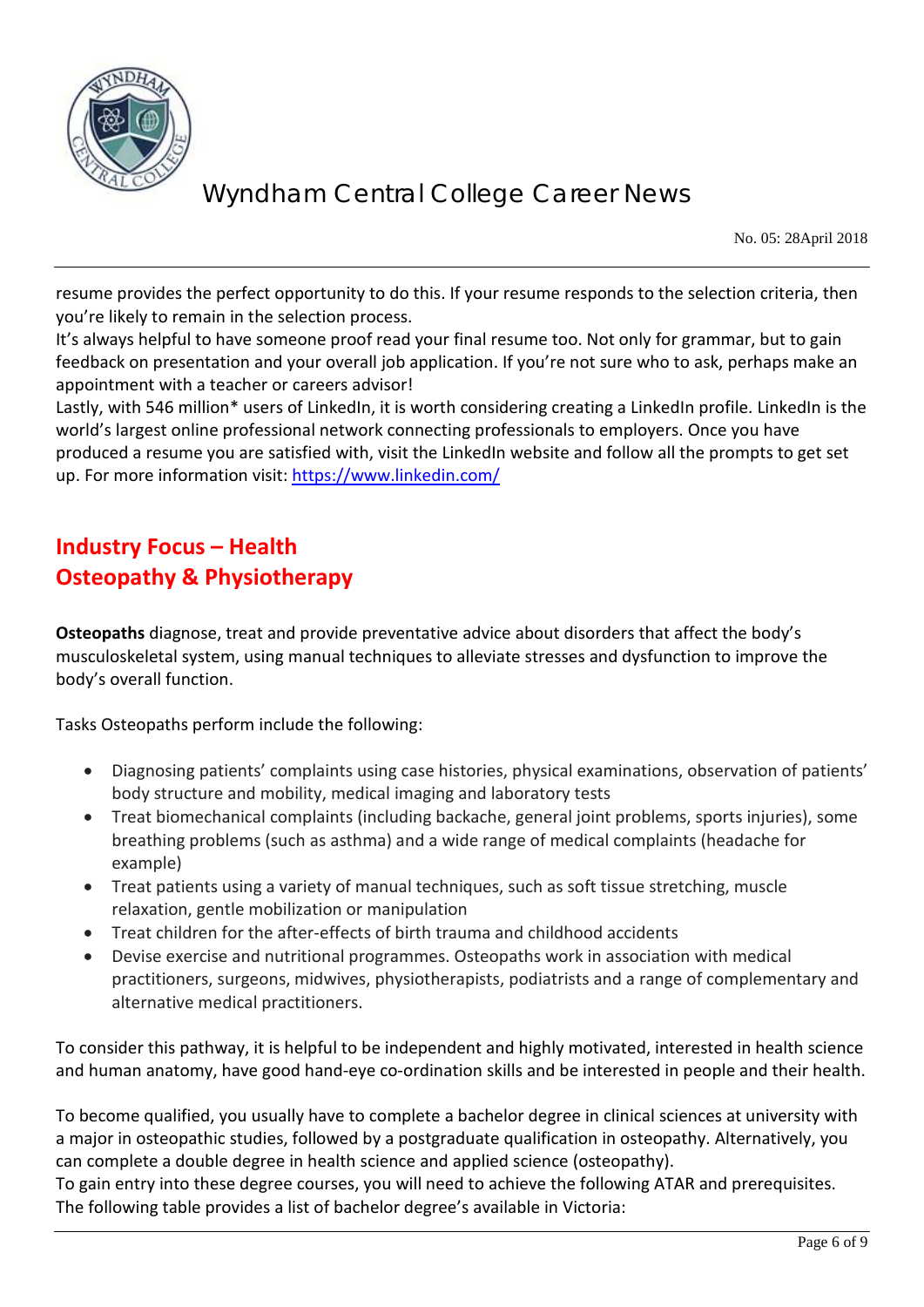resume provides the perfect opportunity to do this. If your resume responds to the selection criteria, then you're likely to remain in the selection process.

It's always helpful to have someone proof read your final resume too. Not only for grammar, but to gain feedback on presentation and your overall job application. If you're not sure who to ask, perhaps make an appointment with a teacher or careers advisor!

Lastly, with 546 million* users of LinkedIn, it is worth considering creating a LinkedIn profile. LinkedIn is the world's largest online professional network connecting professionals to employers. Once you have produced a resume you are satisfied with, visit the LinkedIn website and follow all the prompts to get set up. For more information visit: https://www.linkedin.com/

## Industry Focus – Health
## Osteopathy & Physiotherapy

**Osteopaths** diagnose, treat and provide preventative advice about disorders that affect the body's musculoskeletal system, using manual techniques to alleviate stresses and dysfunction to improve the body's overall function.

Tasks Osteopaths perform include the following:

- Diagnosing patients' complaints using case histories, physical examinations, observation of patients' body structure and mobility, medical imaging and laboratory tests
- Treat biomechanical complaints (including backache, general joint problems, sports injuries), some breathing problems (such as asthma) and a wide range of medical complaints (headache for example)
- Treat patients using a variety of manual techniques, such as soft tissue stretching, muscle relaxation, gentle mobilization or manipulation
- Treat children for the after-effects of birth trauma and childhood accidents
- Devise exercise and nutritional programmes. Osteopaths work in association with medical practitioners, surgeons, midwives, physiotherapists, podiatrists and a range of complementary and alternative medical practitioners.

To consider this pathway, it is helpful to be independent and highly motivated, interested in health science and human anatomy, have good hand-eye co-ordination skills and be interested in people and their health.

To become qualified, you usually have to complete a bachelor degree in clinical sciences at university with a major in osteopathic studies, followed by a postgraduate qualification in osteopathy. Alternatively, you can complete a double degree in health science and applied science (osteopathy).

To gain entry into these degree courses, you will need to achieve the following ATAR and prerequisites. The following table provides a list of bachelor degree's available in Victoria: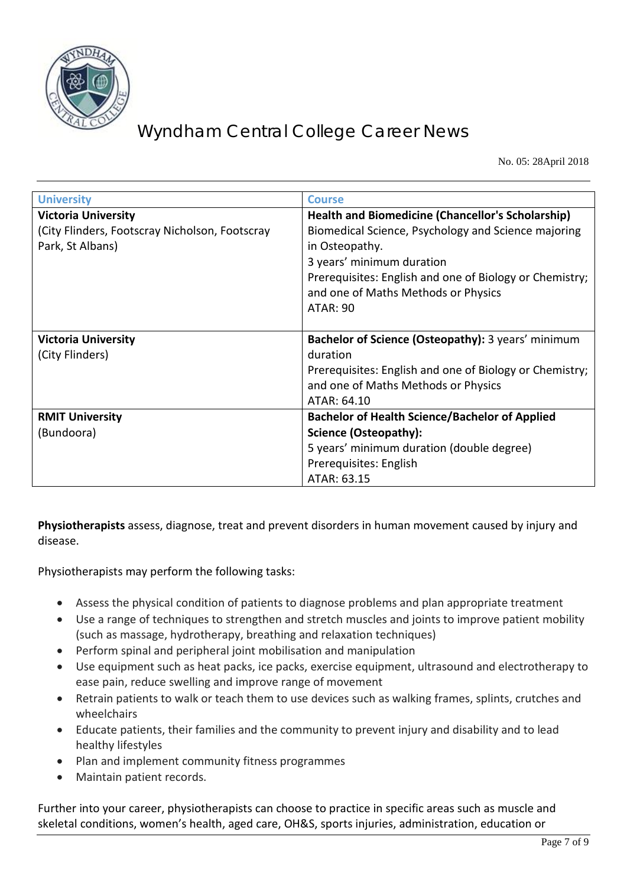| University | Course |
| --- | --- |
| **Victoria University**<br>(City Flinders, Footscray Nicholson, Footscray Park, St Albans) | **Health and Biomedicine (Chancellor's Scholarship)**<br>Biomedical Science, Psychology and Science majoring in Osteopathy.<br>3 years' minimum duration<br>Prerequisites: English and one of Biology or Chemistry; and one of Maths Methods or Physics<br>ATAR: 90 |
| **Victoria University**<br>(City Flinders) | **Bachelor of Science (Osteopathy):** 3 years' minimum duration<br>Prerequisites: English and one of Biology or Chemistry; and one of Maths Methods or Physics<br>ATAR: 64.10 |
| **RMIT University**<br>(Bundoora) | **Bachelor of Health Science/Bachelor of Applied Science (Osteopathy):**<br>5 years' minimum duration (double degree)<br>Prerequisites: English<br>ATAR: 63.15 |

**Physiotherapists** assess, diagnose, treat and prevent disorders in human movement caused by injury and disease.

Physiotherapists may perform the following tasks:

- Assess the physical condition of patients to diagnose problems and plan appropriate treatment
- Use a range of techniques to strengthen and stretch muscles and joints to improve patient mobility (such as massage, hydrotherapy, breathing and relaxation techniques)
- Perform spinal and peripheral joint mobilisation and manipulation
- Use equipment such as heat packs, ice packs, exercise equipment, ultrasound and electrotherapy to ease pain, reduce swelling and improve range of movement
- Retrain patients to walk or teach them to use devices such as walking frames, splints, crutches and wheelchairs
- Educate patients, their families and the community to prevent injury and disability and to lead healthy lifestyles
- Plan and implement community fitness programmes
- Maintain patient records.

Further into your career, physiotherapists can choose to practice in specific areas such as muscle and skeletal conditions, women's health, aged care, OH&S, sports injuries, administration, education or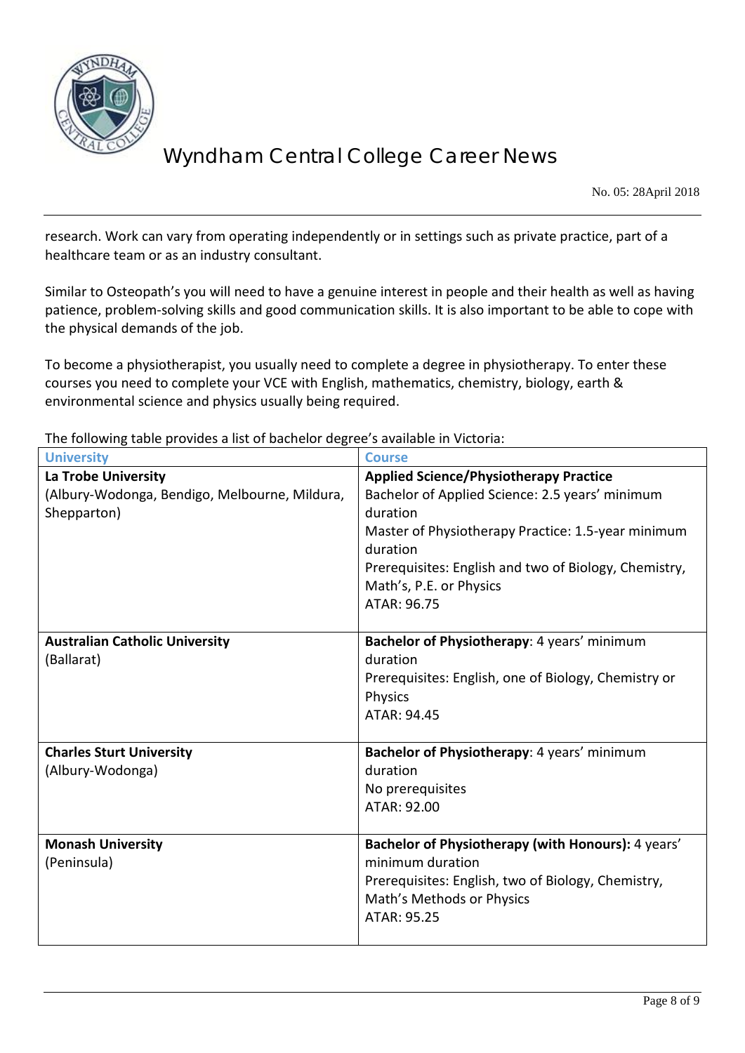research. Work can vary from operating independently or in settings such as private practice, part of a healthcare team or as an industry consultant.

Similar to Osteopath's you will need to have a genuine interest in people and their health as well as having patience, problem-solving skills and good communication skills. It is also important to be able to cope with the physical demands of the job.

To become a physiotherapist, you usually need to complete a degree in physiotherapy. To enter these courses you need to complete your VCE with English, mathematics, chemistry, biology, earth & environmental science and physics usually being required.

The following table provides a list of bachelor degree's available in Victoria:

| University | Course |
|---|---|
| **La Trobe University**<br>(Albury-Wodonga, Bendigo, Melbourne, Mildura, Shepparton) | **Applied Science/Physiotherapy Practice**<br>Bachelor of Applied Science: 2.5 years' minimum duration<br>Master of Physiotherapy Practice: 1.5-year minimum duration<br>Prerequisites: English and two of Biology, Chemistry, Math's, P.E. or Physics<br>ATAR: 96.75 |
| **Australian Catholic University**<br>(Ballarat) | **Bachelor of Physiotherapy**: 4 years' minimum duration<br>Prerequisites: English, one of Biology, Chemistry or Physics<br>ATAR: 94.45 |
| **Charles Sturt University**<br>(Albury-Wodonga) | **Bachelor of Physiotherapy**: 4 years' minimum duration<br>No prerequisites<br>ATAR: 92.00 |
| **Monash University**<br>(Peninsula) | **Bachelor of Physiotherapy (with Honours):** 4 years' minimum duration<br>Prerequisites: English, two of Biology, Chemistry, Math's Methods or Physics<br>ATAR: 95.25 |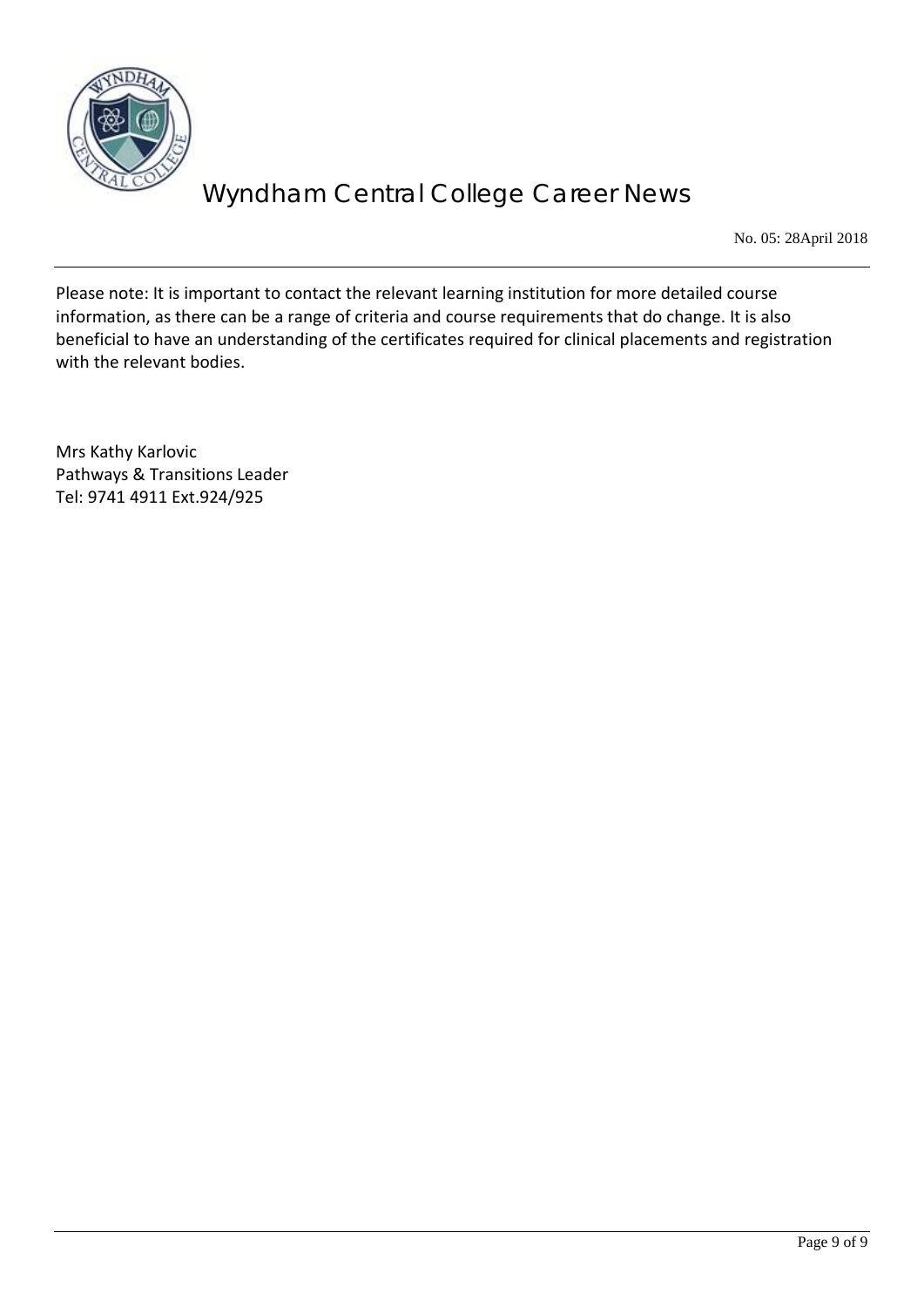Please note: It is important to contact the relevant learning institution for more detailed course information, as there can be a range of criteria and course requirements that do change. It is also beneficial to have an understanding of the certificates required for clinical placements and registration with the relevant bodies.

Mrs Kathy Karlovic
Pathways & Transitions Leader
Tel: 9741 4911 Ext.924/925